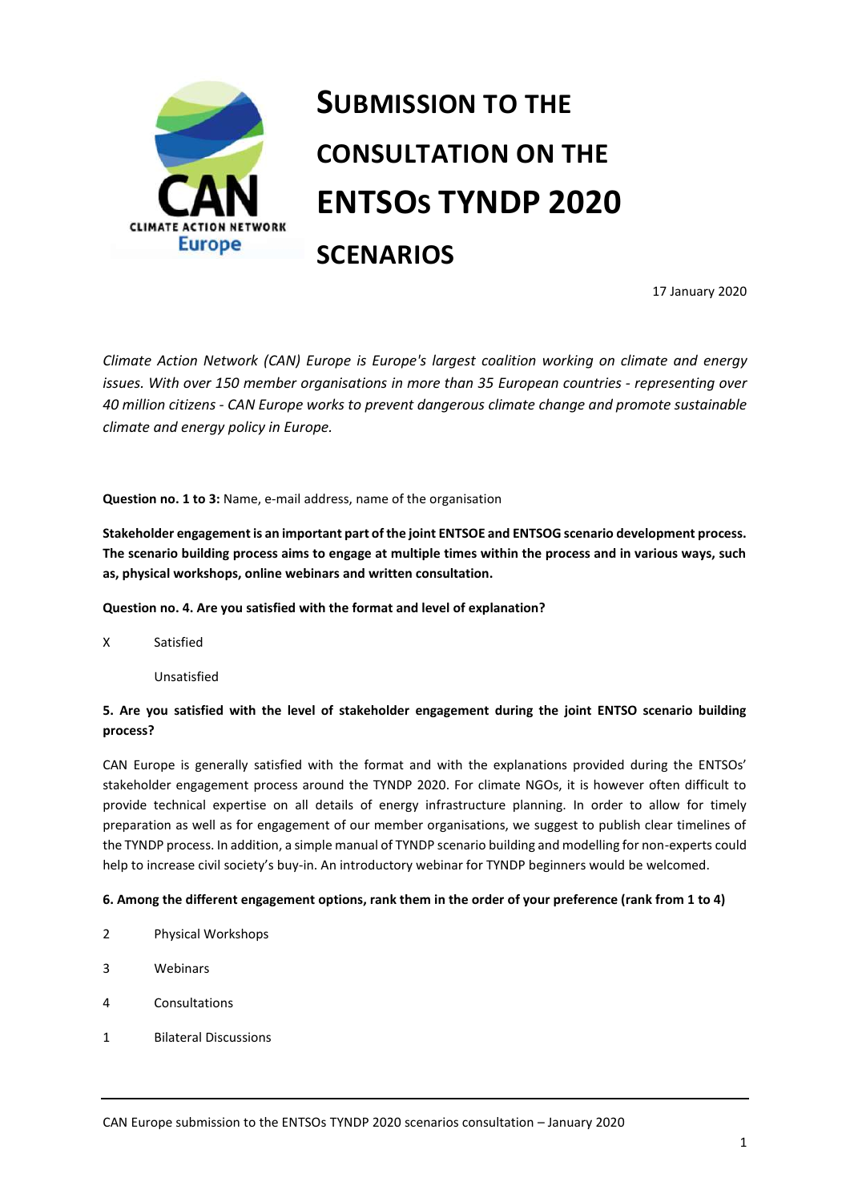# SUBMISSION TO THE CONSULTATION ON THE ENTSOs TYNDP 2020 SCENARIOS

17 January 2020

*Climate Action Network (CAN) Europe is Europe's largest coalition working on climate and energy issues. With over 150 member organisations in more than 35 European countries - representing over 40 million citizens - CAN Europe works to prevent dangerous climate change and promote sustainable climate and energy policy in Europe.*

**Question no. 1 to 3:** Name, e-mail address, name of the organisation

**Stakeholder engagement is an important part of the joint ENTSOE and ENTSOG scenario development process. The scenario building process aims to engage at multiple times within the process and in various ways, such as, physical workshops, online webinars and written consultation.**

**Question no. 4. Are you satisfied with the format and level of explanation?**

X Satisfied

Unsatisfied

**5. Are you satisfied with the level of stakeholder engagement during the joint ENTSO scenario building process?**

CAN Europe is generally satisfied with the format and with the explanations provided during the ENTSOs' stakeholder engagement process around the TYNDP 2020. For climate NGOs, it is however often difficult to provide technical expertise on all details of energy infrastructure planning. In order to allow for timely preparation as well as for engagement of our member organisations, we suggest to publish clear timelines of the TYNDP process. In addition, a simple manual of TYNDP scenario building and modelling for non-experts could help to increase civil society's buy-in. An introductory webinar for TYNDP beginners would be welcomed.

**6. Among the different engagement options, rank them in the order of your preference (rank from 1 to 4)**

2 Physical Workshops

3 Webinars

4 Consultations

1 Bilateral Discussions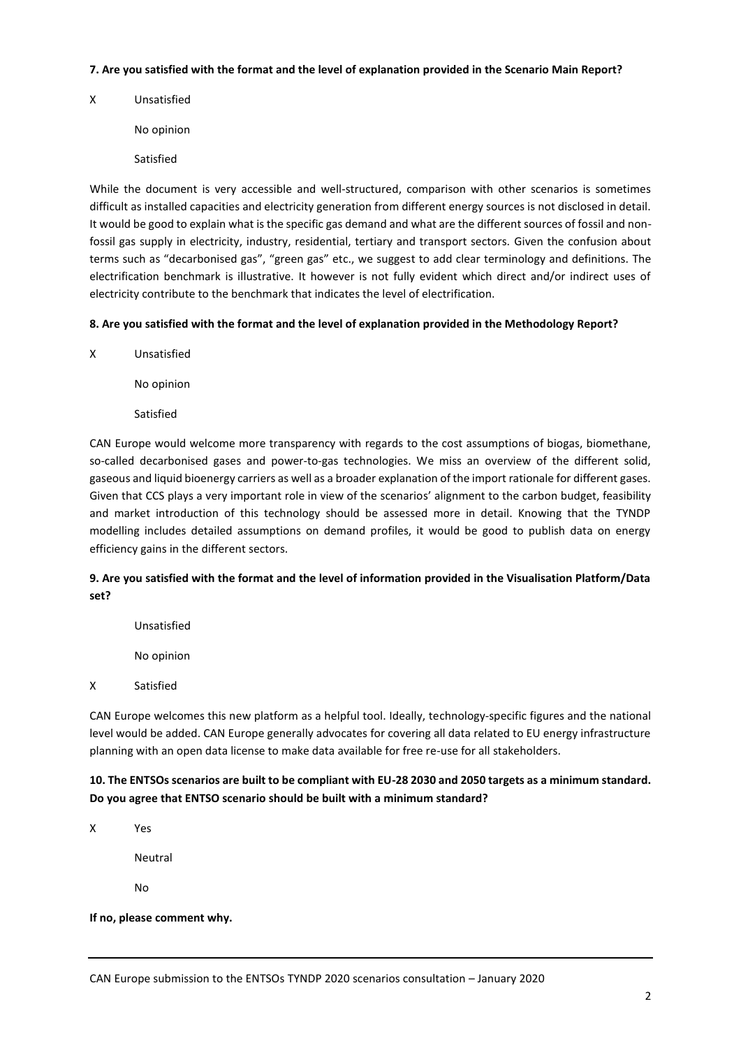**7. Are you satisfied with the format and the level of explanation provided in the Scenario Main Report?**

X Unsatisfied

No opinion

Satisfied

While the document is very accessible and well-structured, comparison with other scenarios is sometimes difficult as installed capacities and electricity generation from different energy sources is not disclosed in detail. It would be good to explain what is the specific gas demand and what are the different sources of fossil and non-fossil gas supply in electricity, industry, residential, tertiary and transport sectors. Given the confusion about terms such as "decarbonised gas", "green gas" etc., we suggest to add clear terminology and definitions. The electrification benchmark is illustrative. It however is not fully evident which direct and/or indirect uses of electricity contribute to the benchmark that indicates the level of electrification.

**8. Are you satisfied with the format and the level of explanation provided in the Methodology Report?**

X Unsatisfied

No opinion

Satisfied

CAN Europe would welcome more transparency with regards to the cost assumptions of biogas, biomethane, so-called decarbonised gases and power-to-gas technologies. We miss an overview of the different solid, gaseous and liquid bioenergy carriers as well as a broader explanation of the import rationale for different gases. Given that CCS plays a very important role in view of the scenarios' alignment to the carbon budget, feasibility and market introduction of this technology should be assessed more in detail. Knowing that the TYNDP modelling includes detailed assumptions on demand profiles, it would be good to publish data on energy efficiency gains in the different sectors.

**9. Are you satisfied with the format and the level of information provided in the Visualisation Platform/Data set?**

Unsatisfied

No opinion

X Satisfied

CAN Europe welcomes this new platform as a helpful tool. Ideally, technology-specific figures and the national level would be added. CAN Europe generally advocates for covering all data related to EU energy infrastructure planning with an open data license to make data available for free re-use for all stakeholders.

**10. The ENTSOs scenarios are built to be compliant with EU-28 2030 and 2050 targets as a minimum standard. Do you agree that ENTSO scenario should be built with a minimum standard?**

X Yes

Neutral

No

**If no, please comment why.**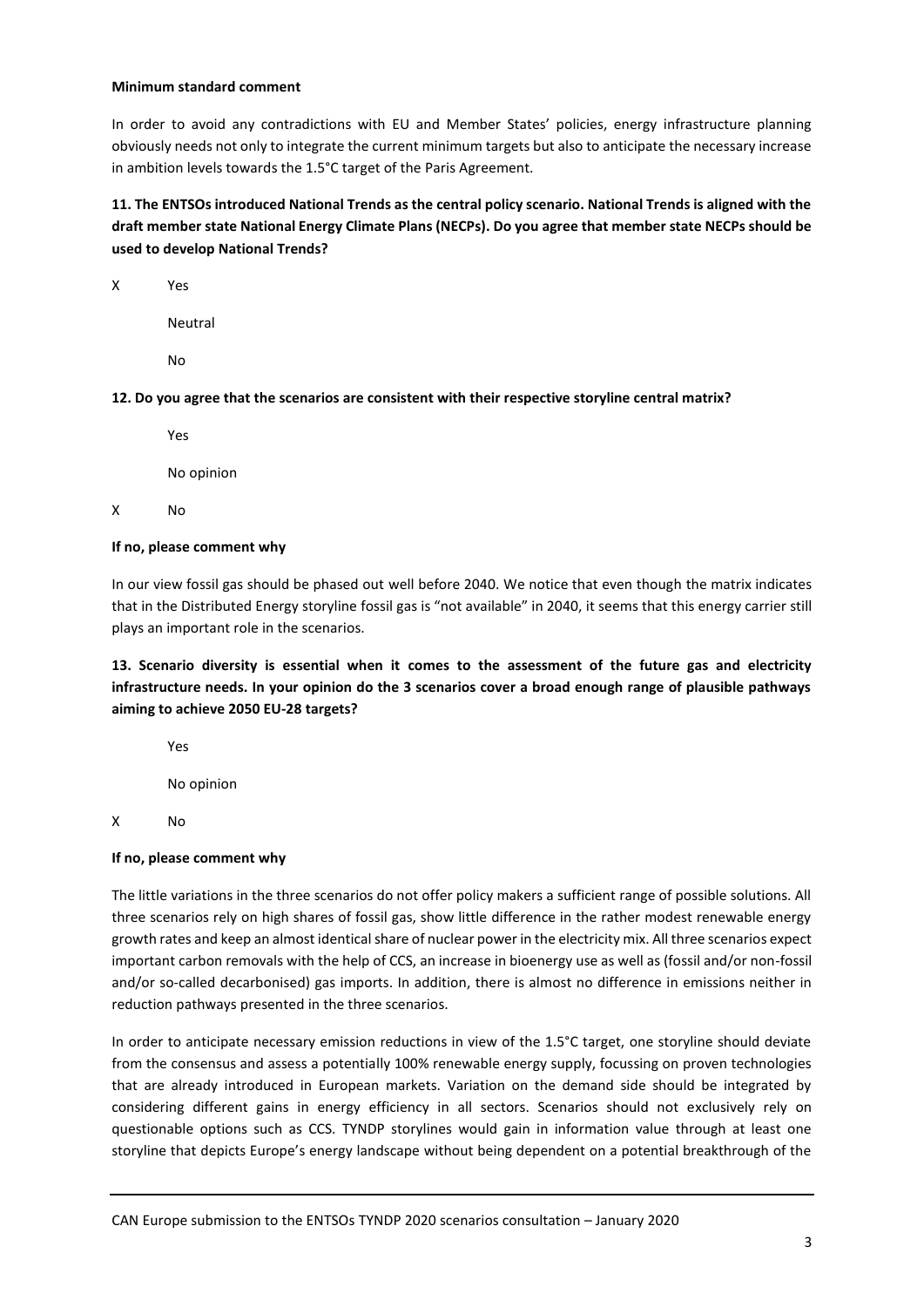**Minimum standard comment**

In order to avoid any contradictions with EU and Member States' policies, energy infrastructure planning obviously needs not only to integrate the current minimum targets but also to anticipate the necessary increase in ambition levels towards the 1.5°C target of the Paris Agreement.

**11. The ENTSOs introduced National Trends as the central policy scenario. National Trends is aligned with the draft member state National Energy Climate Plans (NECPs). Do you agree that member state NECPs should be used to develop National Trends?**

X Yes

Neutral

No

**12. Do you agree that the scenarios are consistent with their respective storyline central matrix?**

Yes

No opinion

X No

**If no, please comment why**

In our view fossil gas should be phased out well before 2040. We notice that even though the matrix indicates that in the Distributed Energy storyline fossil gas is "not available" in 2040, it seems that this energy carrier still plays an important role in the scenarios.

**13. Scenario diversity is essential when it comes to the assessment of the future gas and electricity infrastructure needs. In your opinion do the 3 scenarios cover a broad enough range of plausible pathways aiming to achieve 2050 EU-28 targets?**

Yes

No opinion

X No

**If no, please comment why**

The little variations in the three scenarios do not offer policy makers a sufficient range of possible solutions. All three scenarios rely on high shares of fossil gas, show little difference in the rather modest renewable energy growth rates and keep an almost identical share of nuclear power in the electricity mix. All three scenarios expect important carbon removals with the help of CCS, an increase in bioenergy use as well as (fossil and/or non-fossil and/or so-called decarbonised) gas imports. In addition, there is almost no difference in emissions neither in reduction pathways presented in the three scenarios.

In order to anticipate necessary emission reductions in view of the 1.5°C target, one storyline should deviate from the consensus and assess a potentially 100% renewable energy supply, focussing on proven technologies that are already introduced in European markets. Variation on the demand side should be integrated by considering different gains in energy efficiency in all sectors. Scenarios should not exclusively rely on questionable options such as CCS. TYNDP storylines would gain in information value through at least one storyline that depicts Europe's energy landscape without being dependent on a potential breakthrough of the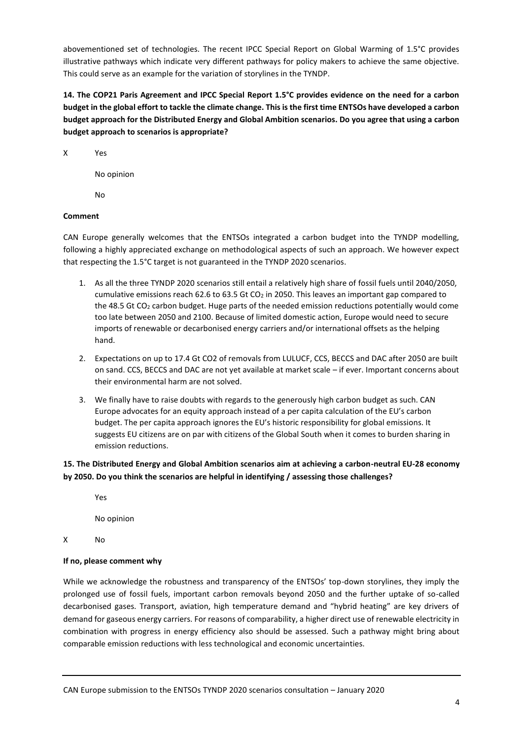abovementioned set of technologies. The recent IPCC Special Report on Global Warming of 1.5°C provides illustrative pathways which indicate very different pathways for policy makers to achieve the same objective. This could serve as an example for the variation of storylines in the TYNDP.

**14. The COP21 Paris Agreement and IPCC Special Report 1.5°C provides evidence on the need for a carbon budget in the global effort to tackle the climate change. This is the first time ENTSOs have developed a carbon budget approach for the Distributed Energy and Global Ambition scenarios. Do you agree that using a carbon budget approach to scenarios is appropriate?**

X Yes

No opinion

No

**Comment**

CAN Europe generally welcomes that the ENTSOs integrated a carbon budget into the TYNDP modelling, following a highly appreciated exchange on methodological aspects of such an approach. We however expect that respecting the 1.5°C target is not guaranteed in the TYNDP 2020 scenarios.

1. As all the three TYNDP 2020 scenarios still entail a relatively high share of fossil fuels until 2040/2050, cumulative emissions reach 62.6 to 63.5 Gt $CO_2$ in 2050. This leaves an important gap compared to the 48.5 Gt $CO_2$ carbon budget. Huge parts of the needed emission reductions potentially would come too late between 2050 and 2100. Because of limited domestic action, Europe would need to secure imports of renewable or decarbonised energy carriers and/or international offsets as the helping hand.
2. Expectations on up to 17.4 Gt CO2 of removals from LULUCF, CCS, BECCS and DAC after 2050 are built on sand. CCS, BECCS and DAC are not yet available at market scale – if ever. Important concerns about their environmental harm are not solved.
3. We finally have to raise doubts with regards to the generously high carbon budget as such. CAN Europe advocates for an equity approach instead of a per capita calculation of the EU's carbon budget. The per capita approach ignores the EU's historic responsibility for global emissions. It suggests EU citizens are on par with citizens of the Global South when it comes to burden sharing in emission reductions.

**15. The Distributed Energy and Global Ambition scenarios aim at achieving a carbon-neutral EU-28 economy by 2050. Do you think the scenarios are helpful in identifying / assessing those challenges?**

Yes

No opinion

X No

**If no, please comment why**

While we acknowledge the robustness and transparency of the ENTSOs' top-down storylines, they imply the prolonged use of fossil fuels, important carbon removals beyond 2050 and the further uptake of so-called decarbonised gases. Transport, aviation, high temperature demand and "hybrid heating" are key drivers of demand for gaseous energy carriers. For reasons of comparability, a higher direct use of renewable electricity in combination with progress in energy efficiency also should be assessed. Such a pathway might bring about comparable emission reductions with less technological and economic uncertainties.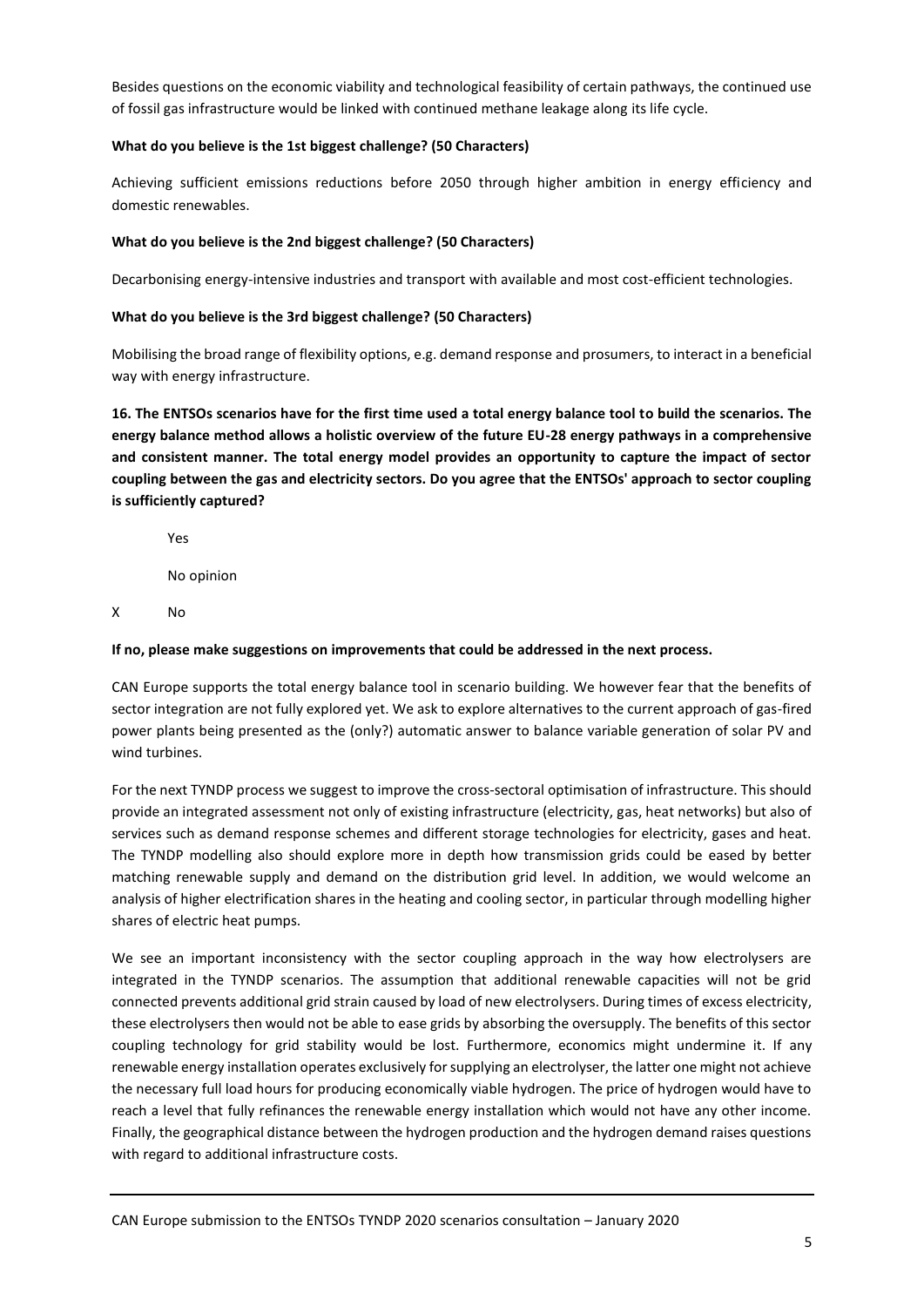Besides questions on the economic viability and technological feasibility of certain pathways, the continued use of fossil gas infrastructure would be linked with continued methane leakage along its life cycle.

**What do you believe is the 1st biggest challenge? (50 Characters)**

Achieving sufficient emissions reductions before 2050 through higher ambition in energy efficiency and domestic renewables.

**What do you believe is the 2nd biggest challenge? (50 Characters)**

Decarbonising energy-intensive industries and transport with available and most cost-efficient technologies.

**What do you believe is the 3rd biggest challenge? (50 Characters)**

Mobilising the broad range of flexibility options, e.g. demand response and prosumers, to interact in a beneficial way with energy infrastructure.

**16. The ENTSOs scenarios have for the first time used a total energy balance tool to build the scenarios. The energy balance method allows a holistic overview of the future EU-28 energy pathways in a comprehensive and consistent manner. The total energy model provides an opportunity to capture the impact of sector coupling between the gas and electricity sectors. Do you agree that the ENTSOs' approach to sector coupling is sufficiently captured?**

Yes

No opinion

X No

**If no, please make suggestions on improvements that could be addressed in the next process.**

CAN Europe supports the total energy balance tool in scenario building. We however fear that the benefits of sector integration are not fully explored yet. We ask to explore alternatives to the current approach of gas-fired power plants being presented as the (only?) automatic answer to balance variable generation of solar PV and wind turbines.

For the next TYNDP process we suggest to improve the cross-sectoral optimisation of infrastructure. This should provide an integrated assessment not only of existing infrastructure (electricity, gas, heat networks) but also of services such as demand response schemes and different storage technologies for electricity, gases and heat. The TYNDP modelling also should explore more in depth how transmission grids could be eased by better matching renewable supply and demand on the distribution grid level. In addition, we would welcome an analysis of higher electrification shares in the heating and cooling sector, in particular through modelling higher shares of electric heat pumps.

We see an important inconsistency with the sector coupling approach in the way how electrolysers are integrated in the TYNDP scenarios. The assumption that additional renewable capacities will not be grid connected prevents additional grid strain caused by load of new electrolysers. During times of excess electricity, these electrolysers then would not be able to ease grids by absorbing the oversupply. The benefits of this sector coupling technology for grid stability would be lost. Furthermore, economics might undermine it. If any renewable energy installation operates exclusively for supplying an electrolyser, the latter one might not achieve the necessary full load hours for producing economically viable hydrogen. The price of hydrogen would have to reach a level that fully refinances the renewable energy installation which would not have any other income. Finally, the geographical distance between the hydrogen production and the hydrogen demand raises questions with regard to additional infrastructure costs.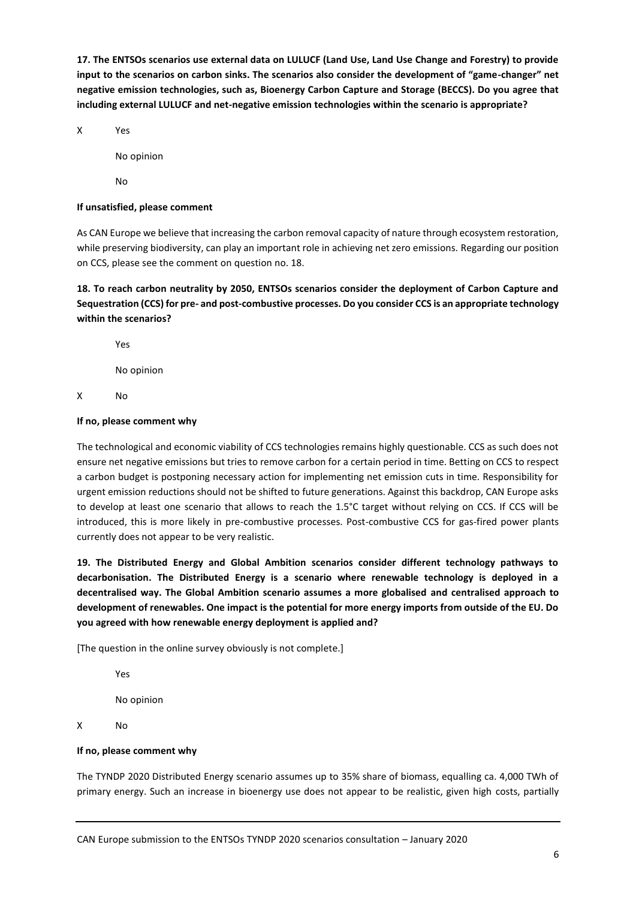**17. The ENTSOs scenarios use external data on LULUCF (Land Use, Land Use Change and Forestry) to provide input to the scenarios on carbon sinks. The scenarios also consider the development of "game-changer" net negative emission technologies, such as, Bioenergy Carbon Capture and Storage (BECCS). Do you agree that including external LULUCF and net-negative emission technologies within the scenario is appropriate?**

X Yes

No opinion

No

**If unsatisfied, please comment**

As CAN Europe we believe that increasing the carbon removal capacity of nature through ecosystem restoration, while preserving biodiversity, can play an important role in achieving net zero emissions. Regarding our position on CCS, please see the comment on question no. 18.

**18. To reach carbon neutrality by 2050, ENTSOs scenarios consider the deployment of Carbon Capture and Sequestration (CCS) for pre- and post-combustive processes. Do you consider CCS is an appropriate technology within the scenarios?**

Yes

No opinion

X No

**If no, please comment why**

The technological and economic viability of CCS technologies remains highly questionable. CCS as such does not ensure net negative emissions but tries to remove carbon for a certain period in time. Betting on CCS to respect a carbon budget is postponing necessary action for implementing net emission cuts in time. Responsibility for urgent emission reductions should not be shifted to future generations. Against this backdrop, CAN Europe asks to develop at least one scenario that allows to reach the 1.5°C target without relying on CCS. If CCS will be introduced, this is more likely in pre-combustive processes. Post-combustive CCS for gas-fired power plants currently does not appear to be very realistic.

**19. The Distributed Energy and Global Ambition scenarios consider different technology pathways to decarbonisation. The Distributed Energy is a scenario where renewable technology is deployed in a decentralised way. The Global Ambition scenario assumes a more globalised and centralised approach to development of renewables. One impact is the potential for more energy imports from outside of the EU. Do you agreed with how renewable energy deployment is applied and?**

[The question in the online survey obviously is not complete.]

Yes

No opinion

X No

**If no, please comment why**

The TYNDP 2020 Distributed Energy scenario assumes up to 35% share of biomass, equalling ca. 4,000 TWh of primary energy. Such an increase in bioenergy use does not appear to be realistic, given high costs, partially

CAN Europe submission to the ENTSOs TYNDP 2020 scenarios consultation – January 2020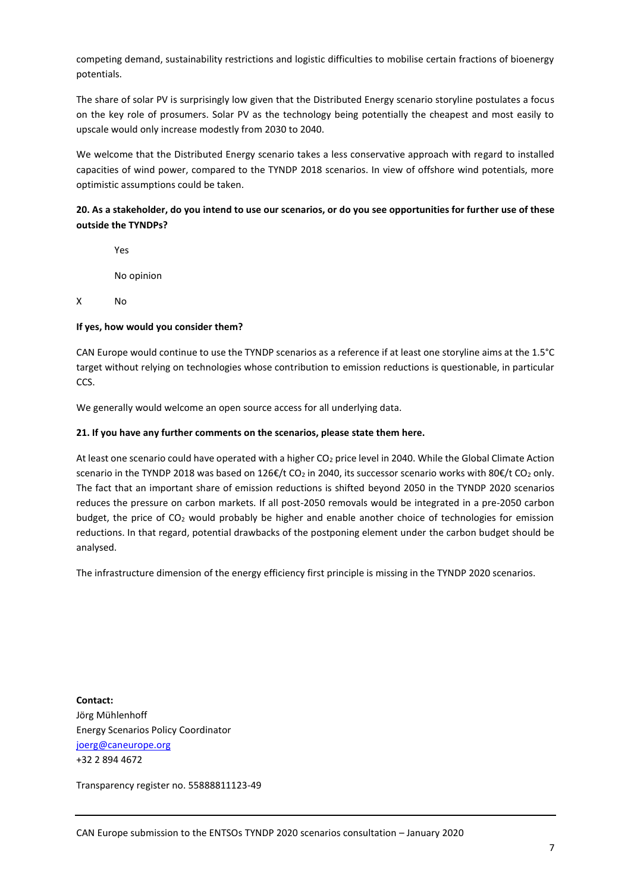competing demand, sustainability restrictions and logistic difficulties to mobilise certain fractions of bioenergy potentials.

The share of solar PV is surprisingly low given that the Distributed Energy scenario storyline postulates a focus on the key role of prosumers. Solar PV as the technology being potentially the cheapest and most easily to upscale would only increase modestly from 2030 to 2040.

We welcome that the Distributed Energy scenario takes a less conservative approach with regard to installed capacities of wind power, compared to the TYNDP 2018 scenarios. In view of offshore wind potentials, more optimistic assumptions could be taken.

**20. As a stakeholder, do you intend to use our scenarios, or do you see opportunities for further use of these outside the TYNDPs?**

Yes

No opinion

X No

**If yes, how would you consider them?**

CAN Europe would continue to use the TYNDP scenarios as a reference if at least one storyline aims at the 1.5°C target without relying on technologies whose contribution to emission reductions is questionable, in particular CCS.

We generally would welcome an open source access for all underlying data.

**21. If you have any further comments on the scenarios, please state them here.**

At least one scenario could have operated with a higher $CO_2$ price level in 2040. While the Global Climate Action scenario in the TYNDP 2018 was based on 126€/t $CO_2$ in 2040, its successor scenario works with 80€/t $CO_2$ only. The fact that an important share of emission reductions is shifted beyond 2050 in the TYNDP 2020 scenarios reduces the pressure on carbon markets. If all post-2050 removals would be integrated in a pre-2050 carbon budget, the price of $CO_2$ would probably be higher and enable another choice of technologies for emission reductions. In that regard, potential drawbacks of the postponing element under the carbon budget should be analysed.

The infrastructure dimension of the energy efficiency first principle is missing in the TYNDP 2020 scenarios.

**Contact:**
Jörg Mühlenhoff
Energy Scenarios Policy Coordinator
joerg@caneurope.org
+32 2 894 4672

Transparency register no. 55888811123-49

CAN Europe submission to the ENTSOs TYNDP 2020 scenarios consultation – January 2020